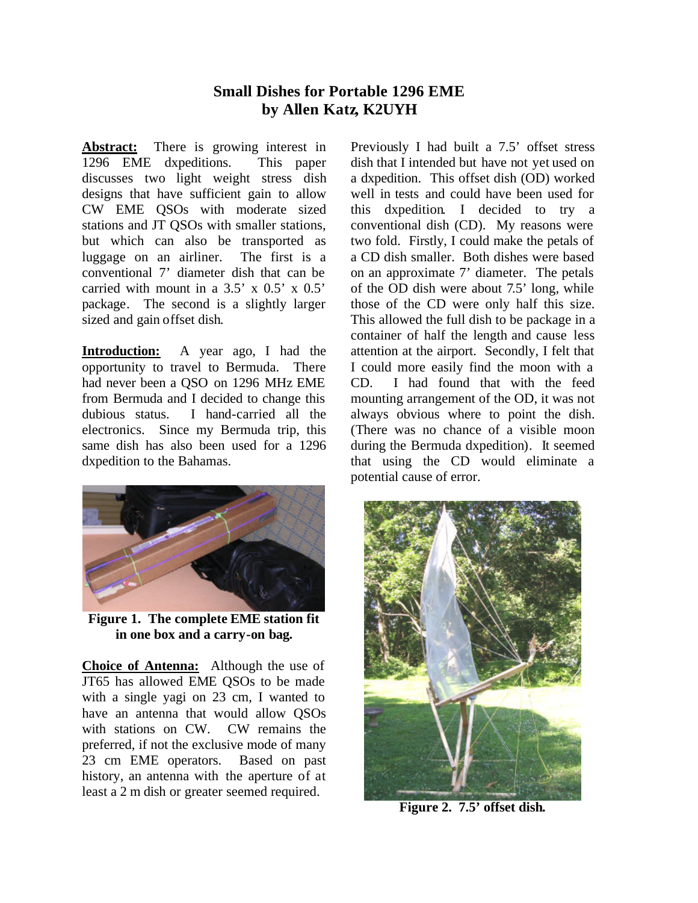# Small Dishes for Portable 1296 EME
## by Allen Katz, K2UYH

**Abstract:** There is growing interest in 1296 EME dxpeditions. This paper discusses two light weight stress dish designs that have sufficient gain to allow CW EME QSOs with moderate sized stations and JT QSOs with smaller stations, but which can also be transported as luggage on an airliner. The first is a conventional 7' diameter dish that can be carried with mount in a 3.5' x 0.5' x 0.5' package. The second is a slightly larger sized and gain offset dish.

**Introduction:** A year ago, I had the opportunity to travel to Bermuda. There had never been a QSO on 1296 MHz EME from Bermuda and I decided to change this dubious status. I hand-carried all the electronics. Since my Bermuda trip, this same dish has also been used for a 1296 dxpedition to the Bahamas.

**Figure 1. The complete EME station fit in one box and a carry-on bag.**

**Choice of Antenna:** Although the use of JT65 has allowed EME QSOs to be made with a single yagi on 23 cm, I wanted to have an antenna that would allow QSOs with stations on CW. CW remains the preferred, if not the exclusive mode of many 23 cm EME operators. Based on past history, an antenna with the aperture of at least a 2 m dish or greater seemed required.

Previously I had built a 7.5' offset stress dish that I intended but have not yet used on a dxpedition. This offset dish (OD) worked well in tests and could have been used for this dxpedition. I decided to try a conventional dish (CD). My reasons were two fold. Firstly, I could make the petals of a CD dish smaller. Both dishes were based on an approximate 7' diameter. The petals of the OD dish were about 7.5' long, while those of the CD were only half this size. This allowed the full dish to be package in a container of half the length and cause less attention at the airport. Secondly, I felt that I could more easily find the moon with a CD. I had found that with the feed mounting arrangement of the OD, it was not always obvious where to point the dish. (There was no chance of a visible moon during the Bermuda dxpedition). It seemed that using the CD would eliminate a potential cause of error.

**Figure 2. 7.5' offset dish.**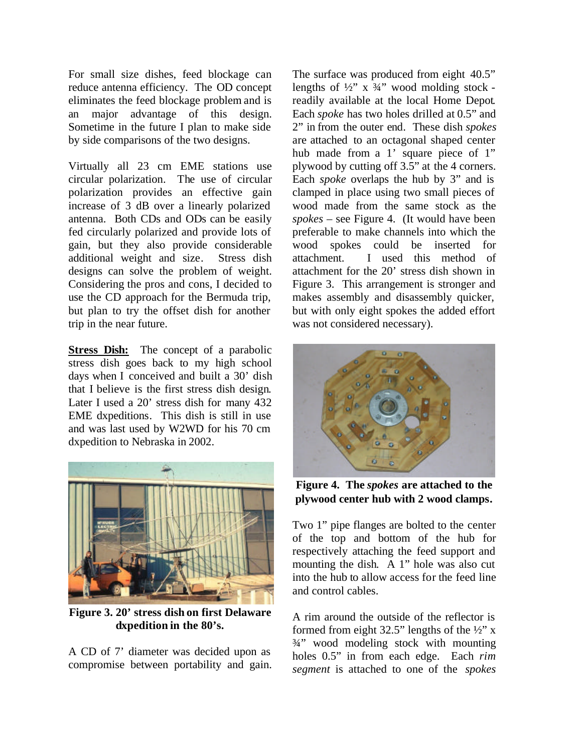For small size dishes, feed blockage can reduce antenna efficiency. The OD concept eliminates the feed blockage problem and is an major advantage of this design. Sometime in the future I plan to make side by side comparisons of the two designs.

Virtually all 23 cm EME stations use circular polarization. The use of circular polarization provides an effective gain increase of 3 dB over a linearly polarized antenna. Both CDs and ODs can be easily fed circularly polarized and provide lots of gain, but they also provide considerable additional weight and size. Stress dish designs can solve the problem of weight. Considering the pros and cons, I decided to use the CD approach for the Bermuda trip, but plan to try the offset dish for another trip in the near future.

**Stress Dish:** The concept of a parabolic stress dish goes back to my high school days when I conceived and built a 30' dish that I believe is the first stress dish design. Later I used a 20' stress dish for many 432 EME dxpeditions. This dish is still in use and was last used by W2WD for his 70 cm dxpedition to Nebraska in 2002.

**Figure 3. 20' stress dish on first Delaware dxpedition in the 80's.**

A CD of 7' diameter was decided upon as compromise between portability and gain. The surface was produced from eight 40.5" lengths of ½" x ¾" wood molding stock - readily available at the local Home Depot. Each *spoke* has two holes drilled at 0.5" and 2" in from the outer end. These dish *spokes* are attached to an octagonal shaped center hub made from a 1' square piece of 1" plywood by cutting off 3.5" at the 4 corners. Each *spoke* overlaps the hub by 3" and is clamped in place using two small pieces of wood made from the same stock as the *spokes* – see Figure 4. (It would have been preferable to make channels into which the wood spokes could be inserted for attachment. I used this method of attachment for the 20' stress dish shown in Figure 3. This arrangement is stronger and makes assembly and disassembly quicker, but with only eight spokes the added effort was not considered necessary).

**Figure 4. The *spokes* are attached to the plywood center hub with 2 wood clamps.**

Two 1" pipe flanges are bolted to the center of the top and bottom of the hub for respectively attaching the feed support and mounting the dish. A 1" hole was also cut into the hub to allow access for the feed line and control cables.

A rim around the outside of the reflector is formed from eight 32.5" lengths of the ½" x ¾" wood modeling stock with mounting holes 0.5" in from each edge. Each *rim segment* is attached to one of the *spokes*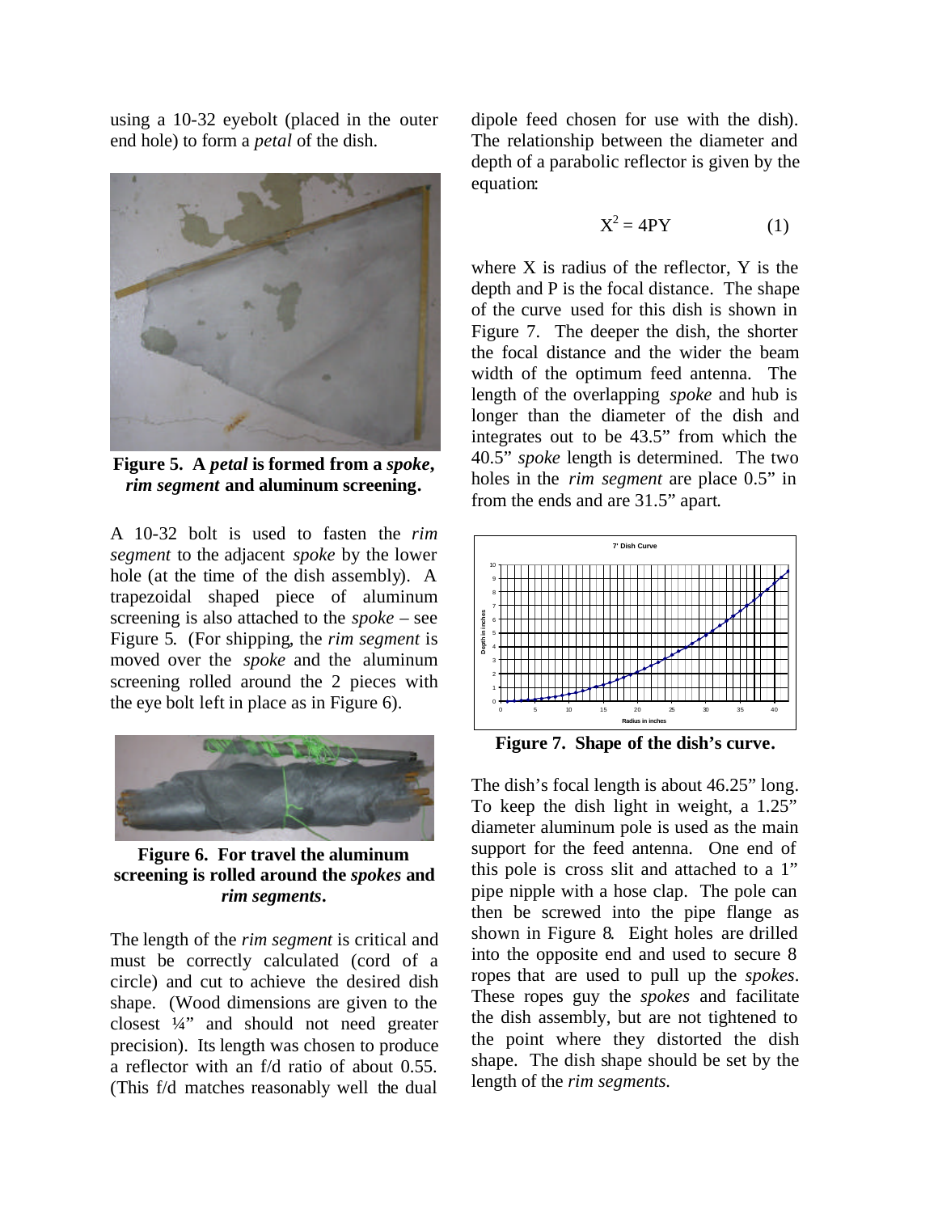using a 10-32 eyebolt (placed in the outer end hole) to form a *petal* of the dish.

**Figure 5. A *petal* is formed from a *spoke*, *rim segment* and aluminum screening.**

A 10-32 bolt is used to fasten the *rim segment* to the adjacent *spoke* by the lower hole (at the time of the dish assembly). A trapezoidal shaped piece of aluminum screening is also attached to the *spoke* – see Figure 5. (For shipping, the *rim segment* is moved over the *spoke* and the aluminum screening rolled around the 2 pieces with the eye bolt left in place as in Figure 6).

**Figure 6. For travel the aluminum screening is rolled around the *spokes* and *rim segments*.**

The length of the *rim segment* is critical and must be correctly calculated (cord of a circle) and cut to achieve the desired dish shape. (Wood dimensions are given to the closest ¼" and should not need greater precision). Its length was chosen to produce a reflector with an f/d ratio of about 0.55. (This f/d matches reasonably well the dual dipole feed chosen for use with the dish). The relationship between the diameter and depth of a parabolic reflector is given by the equation:

$$X^2 = 4PY \qquad (1)$$

where X is radius of the reflector, Y is the depth and P is the focal distance. The shape of the curve used for this dish is shown in Figure 7. The deeper the dish, the shorter the focal distance and the wider the beam width of the optimum feed antenna. The length of the overlapping *spoke* and hub is longer than the diameter of the dish and integrates out to be 43.5" from which the 40.5" *spoke* length is determined. The two holes in the *rim segment* are place 0.5" in from the ends and are 31.5" apart.

**Figure 7. Shape of the dish's curve.**

The dish's focal length is about 46.25" long. To keep the dish light in weight, a 1.25" diameter aluminum pole is used as the main support for the feed antenna. One end of this pole is cross slit and attached to a 1" pipe nipple with a hose clap. The pole can then be screwed into the pipe flange as shown in Figure 8. Eight holes are drilled into the opposite end and used to secure 8 ropes that are used to pull up the *spokes*. These ropes guy the *spokes* and facilitate the dish assembly, but are not tightened to the point where they distorted the dish shape. The dish shape should be set by the length of the *rim segments*.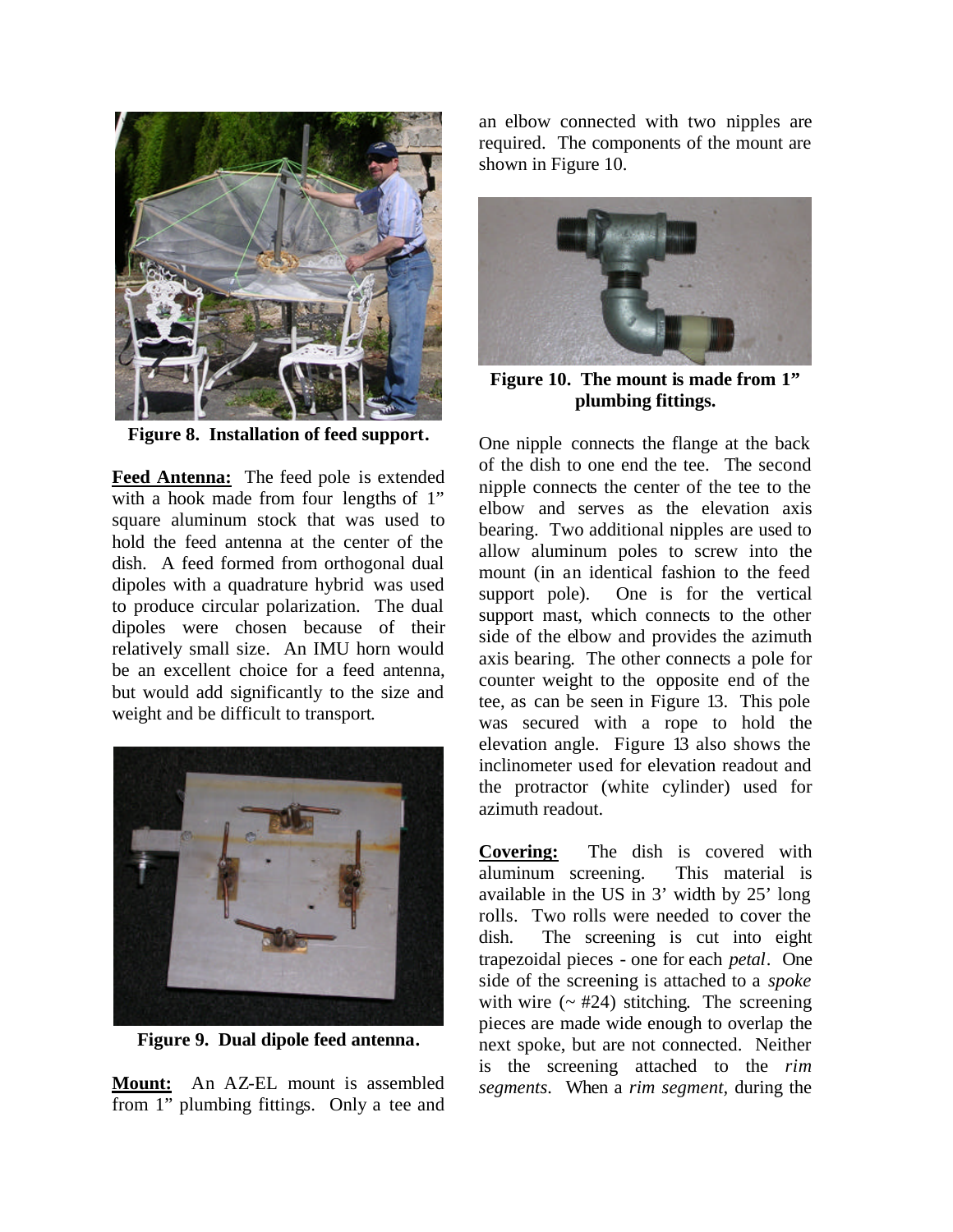Figure 8. Installation of feed support.

**Feed Antenna:** The feed pole is extended with a hook made from four lengths of 1" square aluminum stock that was used to hold the feed antenna at the center of the dish. A feed formed from orthogonal dual dipoles with a quadrature hybrid was used to produce circular polarization. The dual dipoles were chosen because of their relatively small size. An IMU horn would be an excellent choice for a feed antenna, but would add significantly to the size and weight and be difficult to transport.

Figure 9. Dual dipole feed antenna.

**Mount:** An AZ-EL mount is assembled from 1" plumbing fittings. Only a tee and an elbow connected with two nipples are required. The components of the mount are shown in Figure 10.

Figure 10. The mount is made from 1" plumbing fittings.

One nipple connects the flange at the back of the dish to one end the tee. The second nipple connects the center of the tee to the elbow and serves as the elevation axis bearing. Two additional nipples are used to allow aluminum poles to screw into the mount (in an identical fashion to the feed support pole). One is for the vertical support mast, which connects to the other side of the elbow and provides the azimuth axis bearing. The other connects a pole for counter weight to the opposite end of the tee, as can be seen in Figure 13. This pole was secured with a rope to hold the elevation angle. Figure 13 also shows the inclinometer used for elevation readout and the protractor (white cylinder) used for azimuth readout.

**Covering:** The dish is covered with aluminum screening. This material is available in the US in 3' width by 25' long rolls. Two rolls were needed to cover the dish. The screening is cut into eight trapezoidal pieces - one for each *petal*. One side of the screening is attached to a *spoke* with wire (~ #24) stitching. The screening pieces are made wide enough to overlap the next spoke, but are not connected. Neither is the screening attached to the *rim segments*. When a *rim segment*, during the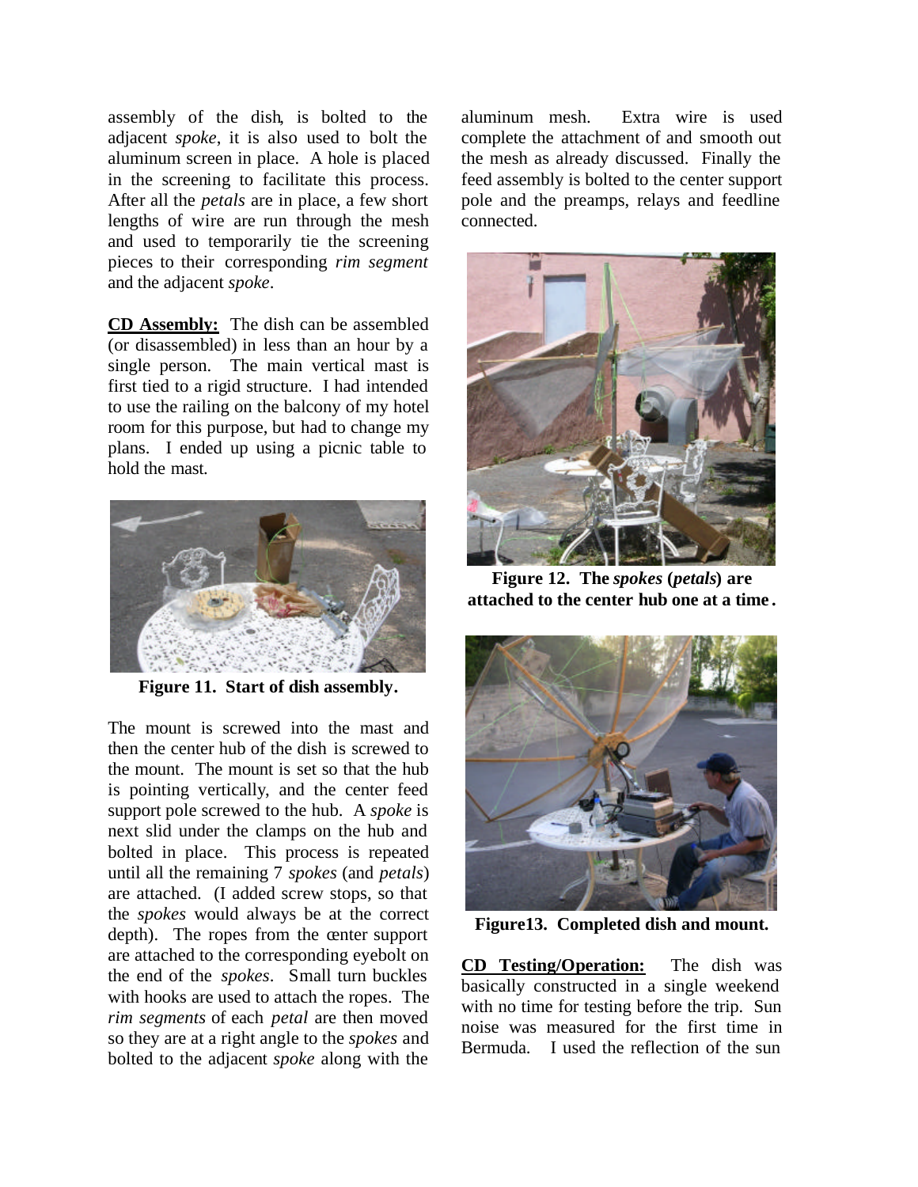assembly of the dish, is bolted to the adjacent *spoke*, it is also used to bolt the aluminum screen in place. A hole is placed in the screening to facilitate this process. After all the *petals* are in place, a few short lengths of wire are run through the mesh and used to temporarily tie the screening pieces to their corresponding *rim segment* and the adjacent *spoke*.

**CD Assembly:** The dish can be assembled (or disassembled) in less than an hour by a single person. The main vertical mast is first tied to a rigid structure. I had intended to use the railing on the balcony of my hotel room for this purpose, but had to change my plans. I ended up using a picnic table to hold the mast.

**Figure 11. Start of dish assembly.**

The mount is screwed into the mast and then the center hub of the dish is screwed to the mount. The mount is set so that the hub is pointing vertically, and the center feed support pole screwed to the hub. A *spoke* is next slid under the clamps on the hub and bolted in place. This process is repeated until all the remaining 7 *spokes* (and *petals*) are attached. (I added screw stops, so that the *spokes* would always be at the correct depth). The ropes from the center support are attached to the corresponding eyebolt on the end of the *spokes*. Small turn buckles with hooks are used to attach the ropes. The *rim segments* of each *petal* are then moved so they are at a right angle to the *spokes* and bolted to the adjacent *spoke* along with the aluminum mesh. Extra wire is used complete the attachment of and smooth out the mesh as already discussed. Finally the feed assembly is bolted to the center support pole and the preamps, relays and feedline connected.

**Figure 12. The *spokes* (*petals*) are attached to the center hub one at a time.**

**Figure13. Completed dish and mount.**

**CD Testing/Operation:** The dish was basically constructed in a single weekend with no time for testing before the trip. Sun noise was measured for the first time in Bermuda. I used the reflection of the sun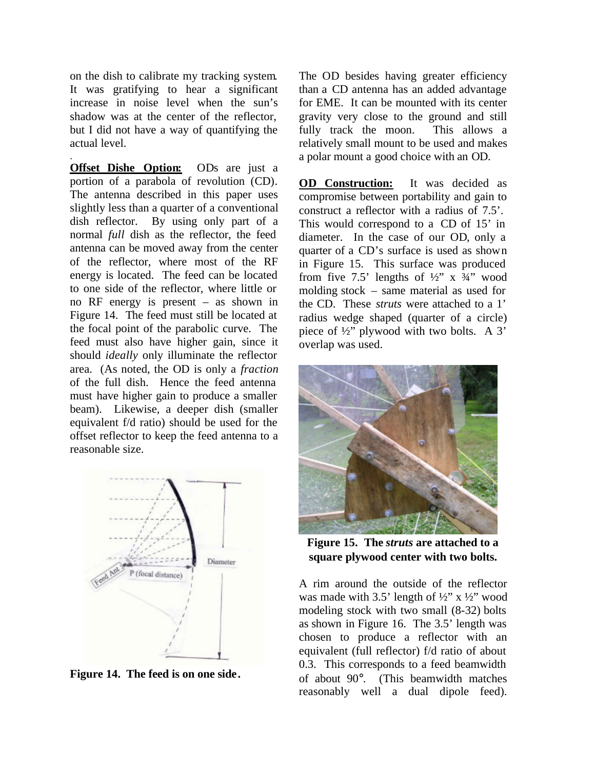on the dish to calibrate my tracking system. It was gratifying to hear a significant increase in noise level when the sun's shadow was at the center of the reflector, but I did not have a way of quantifying the actual level.

**Offset Dishe Option:** ODs are just a portion of a parabola of revolution (CD). The antenna described in this paper uses slightly less than a quarter of a conventional dish reflector. By using only part of a normal *full* dish as the reflector, the feed antenna can be moved away from the center of the reflector, where most of the RF energy is located. The feed can be located to one side of the reflector, where little or no RF energy is present – as shown in Figure 14. The feed must still be located at the focal point of the parabolic curve. The feed must also have higher gain, since it should *ideally* only illuminate the reflector area. (As noted, the OD is only a *fraction* of the full dish. Hence the feed antenna must have higher gain to produce a smaller beam). Likewise, a deeper dish (smaller equivalent f/d ratio) should be used for the offset reflector to keep the feed antenna to a reasonable size.

**Figure 14. The feed is on one side.**

The OD besides having greater efficiency than a CD antenna has an added advantage for EME. It can be mounted with its center gravity very close to the ground and still fully track the moon. This allows a relatively small mount to be used and makes a polar mount a good choice with an OD.

**OD Construction:** It was decided as compromise between portability and gain to construct a reflector with a radius of 7.5'. This would correspond to a CD of 15' in diameter. In the case of our OD, only a quarter of a CD's surface is used as shown in Figure 15. This surface was produced from five 7.5' lengths of ½" x ¾" wood molding stock – same material as used for the CD. These *struts* were attached to a 1' radius wedge shaped (quarter of a circle) piece of ½" plywood with two bolts. A 3' overlap was used.

**Figure 15. The *struts* are attached to a square plywood center with two bolts.**

A rim around the outside of the reflector was made with 3.5' length of ½" x ½" wood modeling stock with two small (8-32) bolts as shown in Figure 16. The 3.5' length was chosen to produce a reflector with an equivalent (full reflector) f/d ratio of about 0.3. This corresponds to a feed beamwidth of about 90°. (This beamwidth matches reasonably well a dual dipole feed).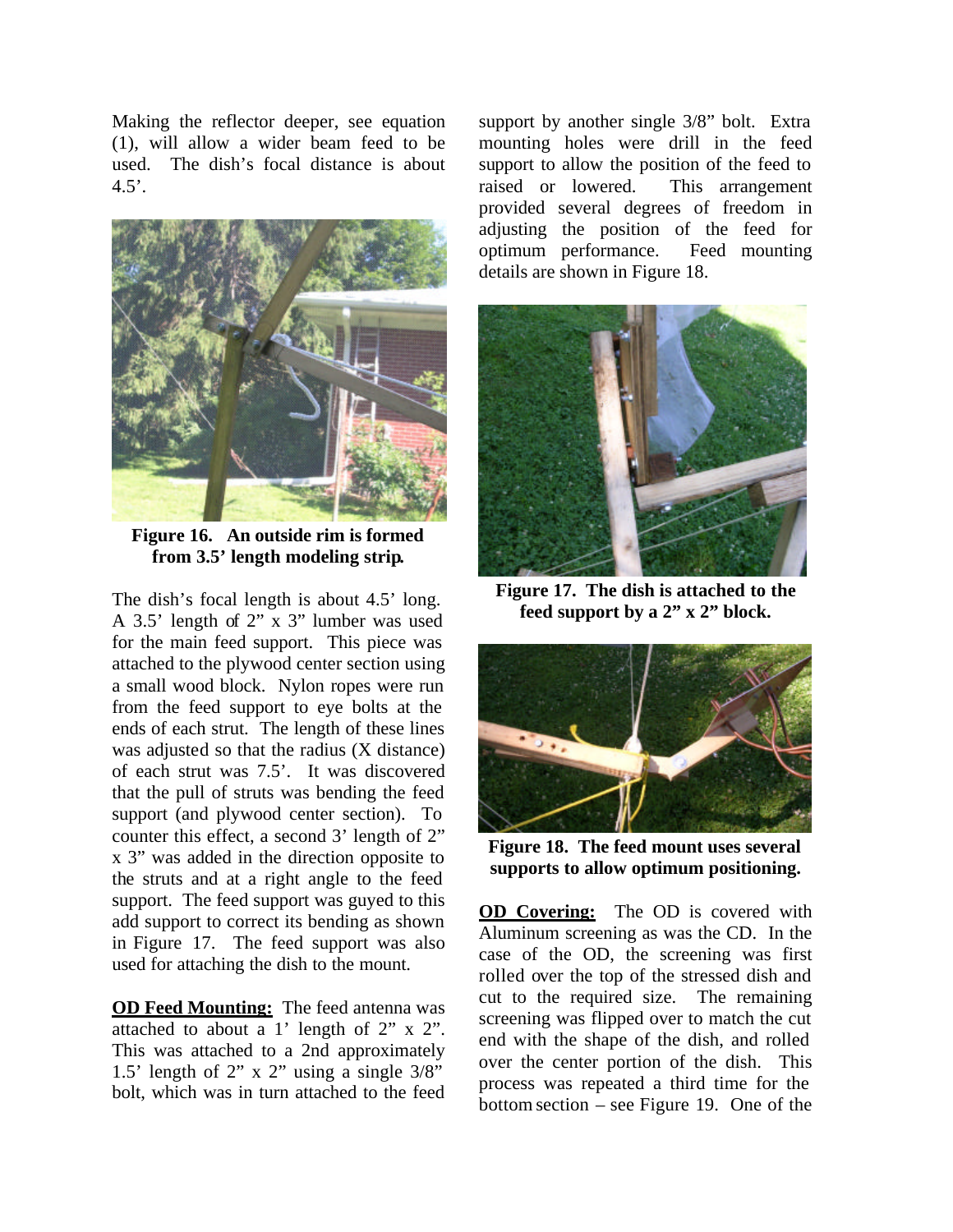Making the reflector deeper, see equation (1), will allow a wider beam feed to be used. The dish's focal distance is about 4.5'.

**Figure 16. An outside rim is formed from 3.5' length modeling strip.**

The dish's focal length is about 4.5' long. A 3.5' length of 2" x 3" lumber was used for the main feed support. This piece was attached to the plywood center section using a small wood block. Nylon ropes were run from the feed support to eye bolts at the ends of each strut. The length of these lines was adjusted so that the radius (X distance) of each strut was 7.5'. It was discovered that the pull of struts was bending the feed support (and plywood center section). To counter this effect, a second 3' length of 2" x 3" was added in the direction opposite to the struts and at a right angle to the feed support. The feed support was guyed to this add support to correct its bending as shown in Figure 17. The feed support was also used for attaching the dish to the mount.

**OD Feed Mounting:** The feed antenna was attached to about a 1' length of 2" x 2". This was attached to a 2nd approximately 1.5' length of 2" x 2" using a single 3/8" bolt, which was in turn attached to the feed support by another single 3/8" bolt. Extra mounting holes were drill in the feed support to allow the position of the feed to raised or lowered. This arrangement provided several degrees of freedom in adjusting the position of the feed for optimum performance. Feed mounting details are shown in Figure 18.

**Figure 17. The dish is attached to the feed support by a 2" x 2" block.**

**Figure 18. The feed mount uses several supports to allow optimum positioning.**

**OD Covering:** The OD is covered with Aluminum screening as was the CD. In the case of the OD, the screening was first rolled over the top of the stressed dish and cut to the required size. The remaining screening was flipped over to match the cut end with the shape of the dish, and rolled over the center portion of the dish. This process was repeated a third time for the bottom section – see Figure 19. One of the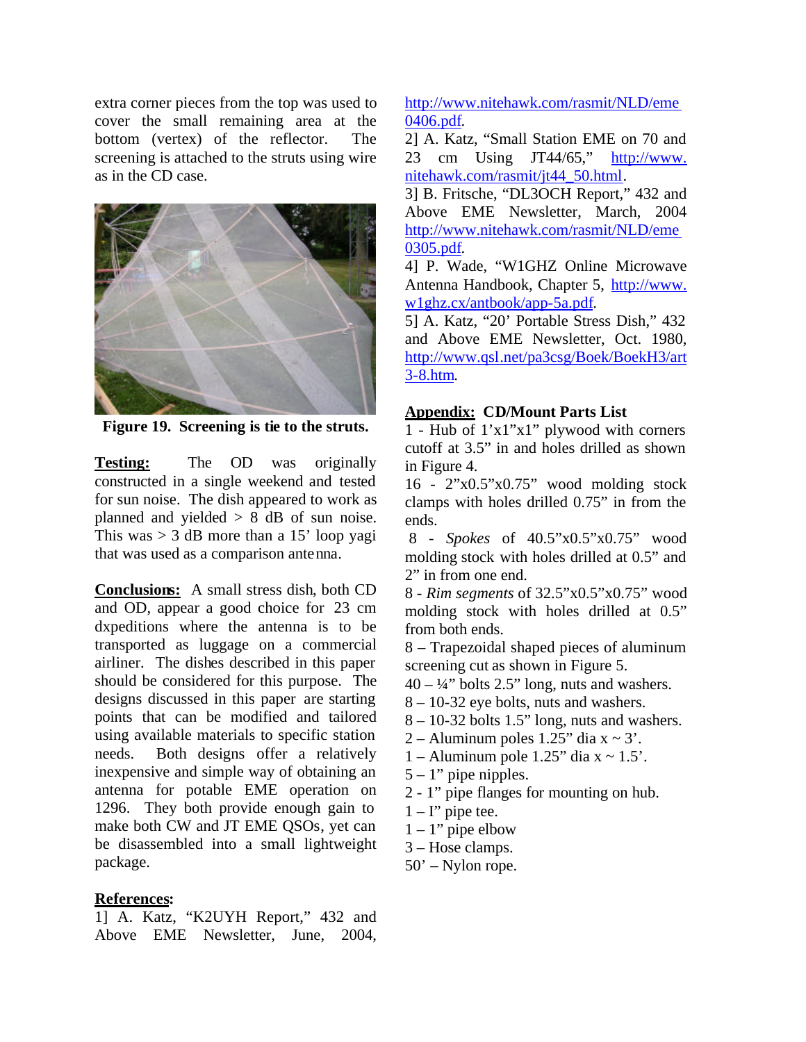extra corner pieces from the top was used to cover the small remaining area at the bottom (vertex) of the reflector. The screening is attached to the struts using wire as in the CD case.

**Figure 19. Screening is tie to the struts.**

**Testing:** The OD was originally constructed in a single weekend and tested for sun noise. The dish appeared to work as planned and yielded > 8 dB of sun noise. This was > 3 dB more than a 15' loop yagi that was used as a comparison antenna.

**Conclusions:** A small stress dish, both CD and OD, appear a good choice for 23 cm dxpeditions where the antenna is to be transported as luggage on a commercial airliner. The dishes described in this paper should be considered for this purpose. The designs discussed in this paper are starting points that can be modified and tailored using available materials to specific station needs. Both designs offer a relatively inexpensive and simple way of obtaining an antenna for potable EME operation on 1296. They both provide enough gain to make both CW and JT EME QSOs, yet can be disassembled into a small lightweight package.

**References:**

1] A. Katz, "K2UYH Report," 432 and Above EME Newsletter, June, 2004, http://www.nitehawk.com/rasmit/NLD/eme0406.pdf.

2] A. Katz, "Small Station EME on 70 and 23 cm Using JT44/65," http://www.nitehawk.com/rasmit/jt44_50.html.

3] B. Fritsche, "DL3OCH Report," 432 and Above EME Newsletter, March, 2004 http://www.nitehawk.com/rasmit/NLD/eme0305.pdf.

4] P. Wade, "W1GHZ Online Microwave Antenna Handbook, Chapter 5, http://www.w1ghz.cx/antbook/app-5a.pdf.

5] A. Katz, "20' Portable Stress Dish," 432 and Above EME Newsletter, Oct. 1980, http://www.qsl.net/pa3csg/Boek/BoekH3/art3-8.htm.

**Appendix: CD/Mount Parts List**

1 - Hub of 1'x1"x1" plywood with corners cutoff at 3.5" in and holes drilled as shown in Figure 4.

16 - 2"x0.5"x0.75" wood molding stock clamps with holes drilled 0.75" in from the ends.

8 - *Spokes* of 40.5"x0.5"x0.75" wood molding stock with holes drilled at 0.5" and 2" in from one end.

8 - *Rim segments* of 32.5"x0.5"x0.75" wood molding stock with holes drilled at 0.5" from both ends.

8 – Trapezoidal shaped pieces of aluminum screening cut as shown in Figure 5.

40 – ¼" bolts 2.5" long, nuts and washers.

8 – 10-32 eye bolts, nuts and washers.

8 – 10-32 bolts 1.5" long, nuts and washers.

2 – Aluminum poles 1.25" dia x ~ 3'.

1 – Aluminum pole 1.25" dia x ~ 1.5'.

5 – 1" pipe nipples.

2 - 1" pipe flanges for mounting on hub.

1 – I" pipe tee.

1 – 1" pipe elbow

3 – Hose clamps.

50' – Nylon rope.